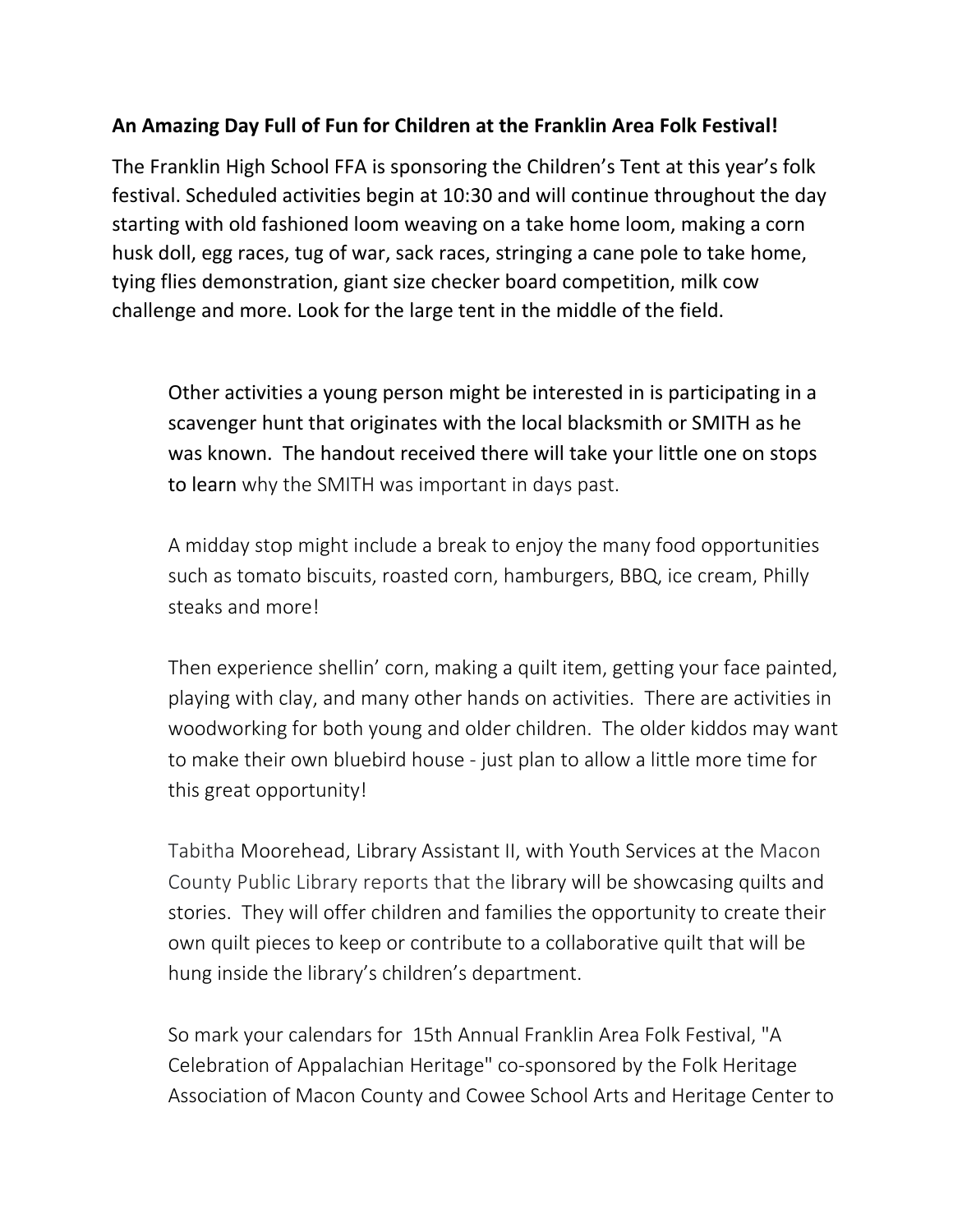**An Amazing Day Full of Fun for Children at the Franklin Area Folk Festival!**

The Franklin High School FFA is sponsoring the Children's Tent at this year's folk festival. Scheduled activities begin at 10:30 and will continue throughout the day starting with old fashioned loom weaving on a take home loom, making a corn husk doll, egg races, tug of war, sack races, stringing a cane pole to take home, tying flies demonstration, giant size checker board competition, milk cow challenge and more. Look for the large tent in the middle of the field.

Other activities a young person might be interested in is participating in a scavenger hunt that originates with the local blacksmith or SMITH as he was known. The handout received there will take your little one on stops to learn why the SMITH was important in days past.

A midday stop might include a break to enjoy the many food opportunities such as tomato biscuits, roasted corn, hamburgers, BBQ, ice cream, Philly steaks and more!

Then experience shellin' corn, making a quilt item, getting your face painted, playing with clay, and many other hands on activities. There are activities in woodworking for both young and older children. The older kiddos may want to make their own bluebird house - just plan to allow a little more time for this great opportunity!

Tabitha Moorehead, Library Assistant II, with Youth Services at the Macon County Public Library reports that the library will be showcasing quilts and stories. They will offer children and families the opportunity to create their own quilt pieces to keep or contribute to a collaborative quilt that will be hung inside the library's children's department.

So mark your calendars for 15th Annual Franklin Area Folk Festival, "A Celebration of Appalachian Heritage" co-sponsored by the Folk Heritage Association of Macon County and Cowee School Arts and Heritage Center to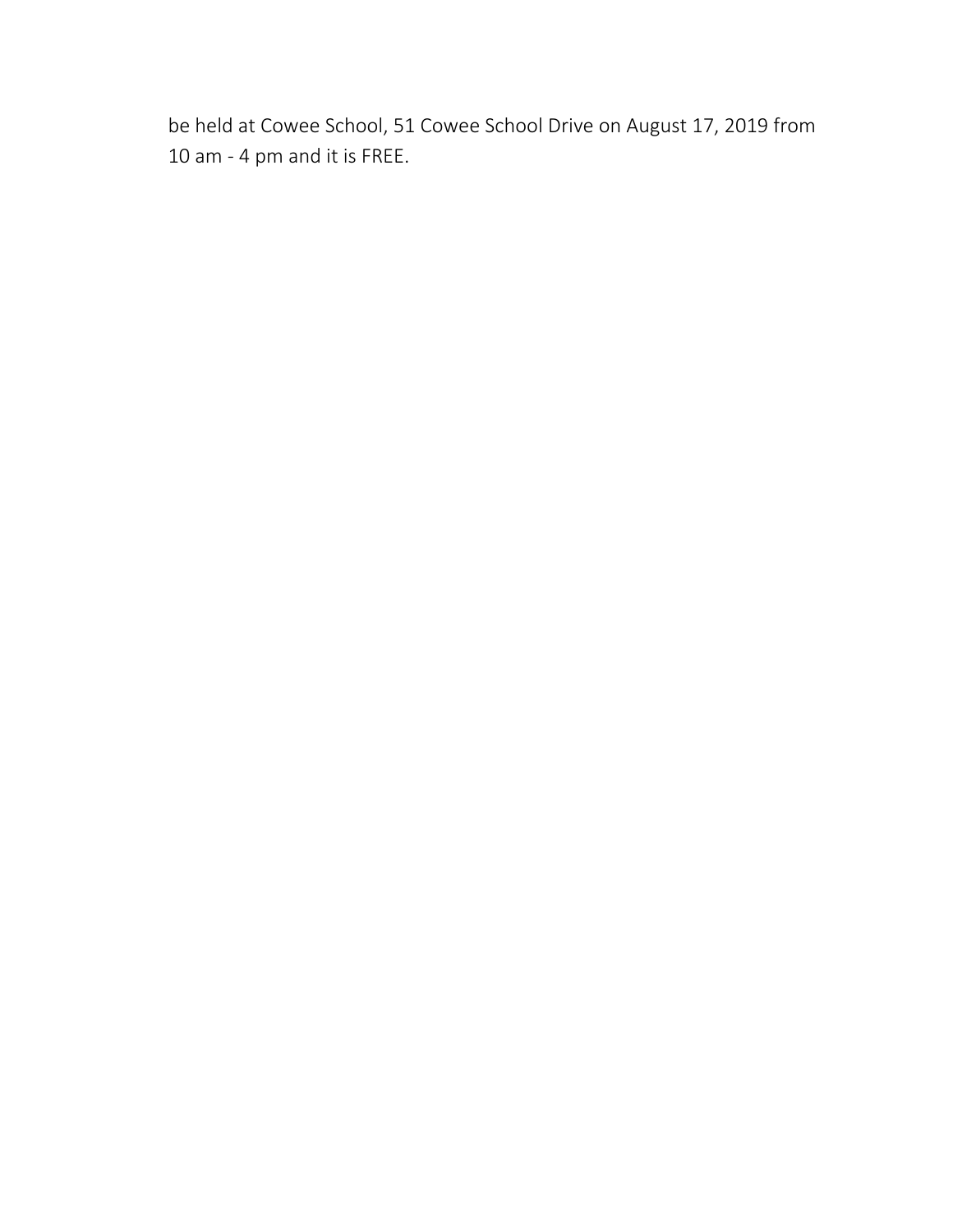be held at Cowee School, 51 Cowee School Drive on August 17, 2019 from 10 am - 4 pm and it is FREE.